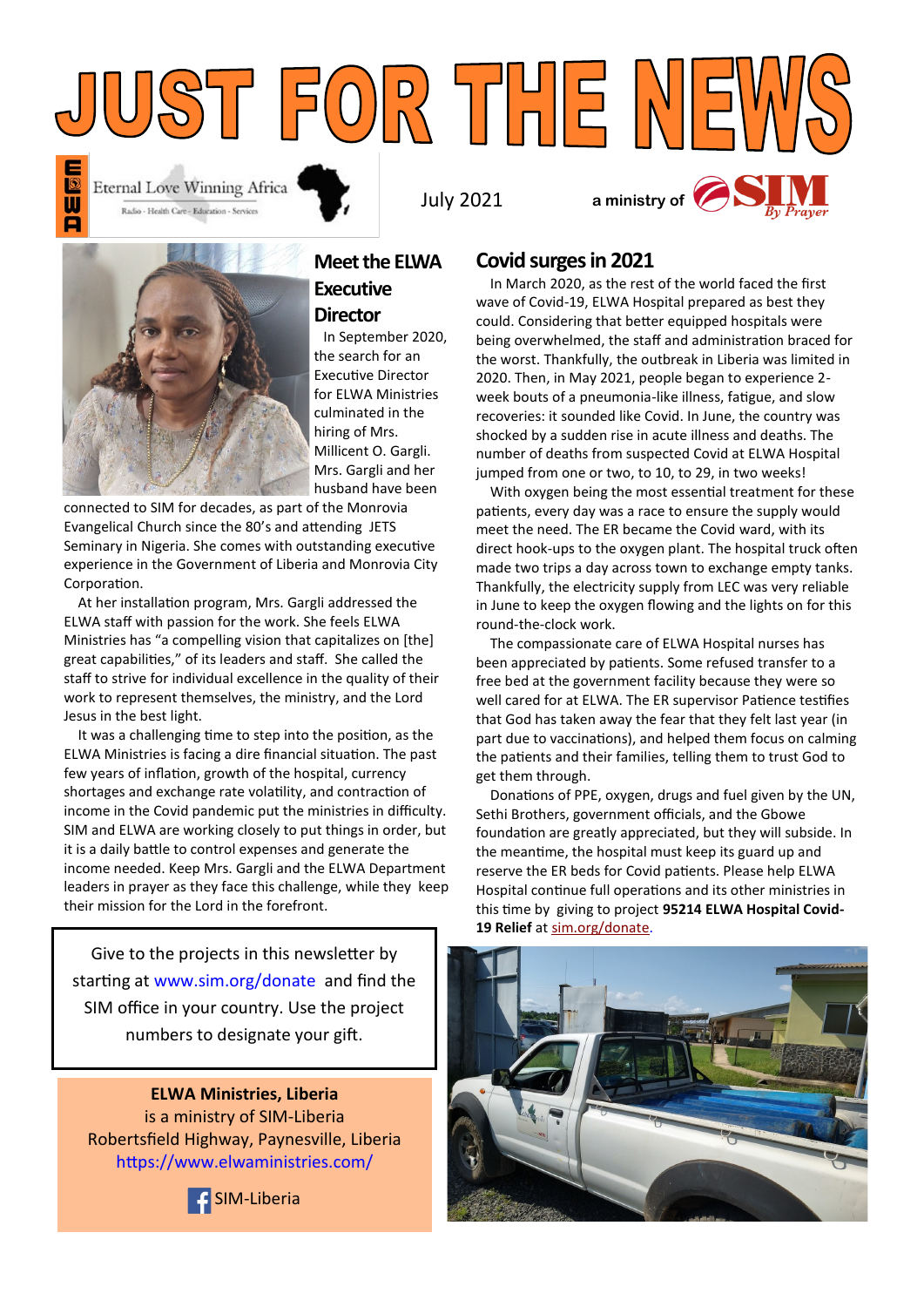# JUST FOR THE NEWS

Eternal Love Winning Africa
Radio · Health Care · Education · Services

July 2021

a ministry of SIM By Prayer

## Meet the ELWA Executive Director

In September 2020, the search for an Executive Director for ELWA Ministries culminated in the hiring of Mrs. Millicent O. Gargli. Mrs. Gargli and her husband have been connected to SIM for decades, as part of the Monrovia Evangelical Church since the 80's and attending JETS Seminary in Nigeria. She comes with outstanding executive experience in the Government of Liberia and Monrovia City Corporation.

At her installation program, Mrs. Gargli addressed the ELWA staff with passion for the work. She feels ELWA Ministries has "a compelling vision that capitalizes on [the] great capabilities," of its leaders and staff. She called the staff to strive for individual excellence in the quality of their work to represent themselves, the ministry, and the Lord Jesus in the best light.

It was a challenging time to step into the position, as the ELWA Ministries is facing a dire financial situation. The past few years of inflation, growth of the hospital, currency shortages and exchange rate volatility, and contraction of income in the Covid pandemic put the ministries in difficulty. SIM and ELWA are working closely to put things in order, but it is a daily battle to control expenses and generate the income needed. Keep Mrs. Gargli and the ELWA Department leaders in prayer as they face this challenge, while they keep their mission for the Lord in the forefront.

Give to the projects in this newsletter by starting at www.sim.org/donate and find the SIM office in your country. Use the project numbers to designate your gift.

**ELWA Ministries, Liberia**
is a ministry of SIM-Liberia
Robertsfield Highway, Paynesville, Liberia
https://www.elwaministries.com/

SIM-Liberia

## Covid surges in 2021

In March 2020, as the rest of the world faced the first wave of Covid-19, ELWA Hospital prepared as best they could. Considering that better equipped hospitals were being overwhelmed, the staff and administration braced for the worst. Thankfully, the outbreak in Liberia was limited in 2020. Then, in May 2021, people began to experience 2-week bouts of a pneumonia-like illness, fatigue, and slow recoveries: it sounded like Covid. In June, the country was shocked by a sudden rise in acute illness and deaths. The number of deaths from suspected Covid at ELWA Hospital jumped from one or two, to 10, to 29, in two weeks!

With oxygen being the most essential treatment for these patients, every day was a race to ensure the supply would meet the need. The ER became the Covid ward, with its direct hook-ups to the oxygen plant. The hospital truck often made two trips a day across town to exchange empty tanks. Thankfully, the electricity supply from LEC was very reliable in June to keep the oxygen flowing and the lights on for this round-the-clock work.

The compassionate care of ELWA Hospital nurses has been appreciated by patients. Some refused transfer to a free bed at the government facility because they were so well cared for at ELWA. The ER supervisor Patience testifies that God has taken away the fear that they felt last year (in part due to vaccinations), and helped them focus on calming the patients and their families, telling them to trust God to get them through.

Donations of PPE, oxygen, drugs and fuel given by the UN, Sethi Brothers, government officials, and the Gbowe foundation are greatly appreciated, but they will subside. In the meantime, the hospital must keep its guard up and reserve the ER beds for Covid patients. Please help ELWA Hospital continue full operations and its other ministries in this time by giving to project **95214 ELWA Hospital Covid-19 Relief** at sim.org/donate.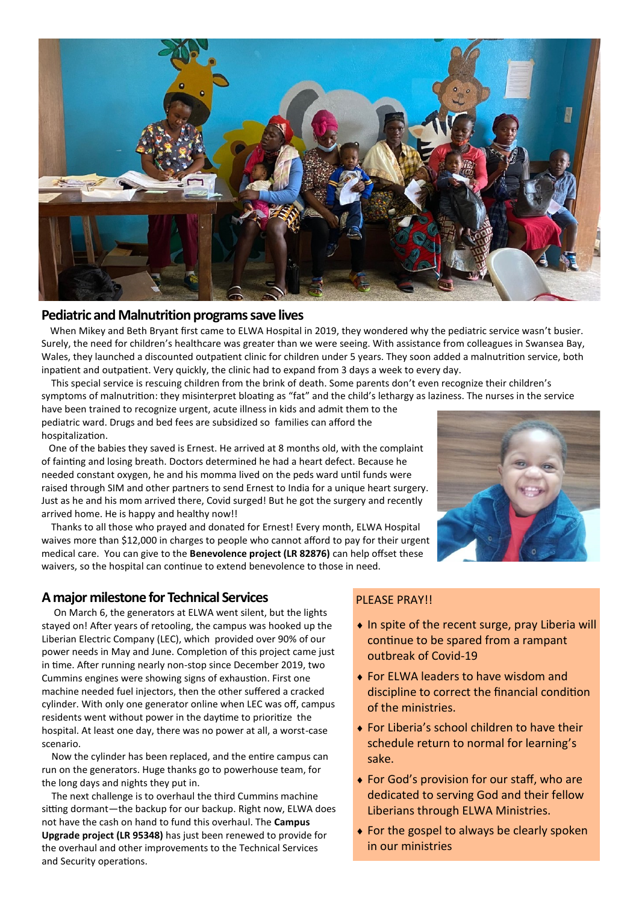## Pediatric and Malnutrition programs save lives

When Mikey and Beth Bryant first came to ELWA Hospital in 2019, they wondered why the pediatric service wasn't busier. Surely, the need for children's healthcare was greater than we were seeing. With assistance from colleagues in Swansea Bay, Wales, they launched a discounted outpatient clinic for children under 5 years. They soon added a malnutrition service, both inpatient and outpatient. Very quickly, the clinic had to expand from 3 days a week to every day.

This special service is rescuing children from the brink of death. Some parents don't even recognize their children's symptoms of malnutrition: they misinterpret bloating as "fat" and the child's lethargy as laziness. The nurses in the service have been trained to recognize urgent, acute illness in kids and admit them to the pediatric ward. Drugs and bed fees are subsidized so families can afford the hospitalization.

One of the babies they saved is Ernest. He arrived at 8 months old, with the complaint of fainting and losing breath. Doctors determined he had a heart defect. Because he needed constant oxygen, he and his momma lived on the peds ward until funds were raised through SIM and other partners to send Ernest to India for a unique heart surgery. Just as he and his mom arrived there, Covid surged! But he got the surgery and recently arrived home. He is happy and healthy now!!

Thanks to all those who prayed and donated for Ernest! Every month, ELWA Hospital waives more than $12,000 in charges to people who cannot afford to pay for their urgent medical care. You can give to the **Benevolence project (LR 82876)** can help offset these waivers, so the hospital can continue to extend benevolence to those in need.

## A major milestone for Technical Services

On March 6, the generators at ELWA went silent, but the lights stayed on! After years of retooling, the campus was hooked up the Liberian Electric Company (LEC), which provided over 90% of our power needs in May and June. Completion of this project came just in time. After running nearly non-stop since December 2019, two Cummins engines were showing signs of exhaustion. First one machine needed fuel injectors, then the other suffered a cracked cylinder. With only one generator online when LEC was off, campus residents went without power in the daytime to prioritize the hospital. At least one day, there was no power at all, a worst-case scenario.

Now the cylinder has been replaced, and the entire campus can run on the generators. Huge thanks go to powerhouse team, for the long days and nights they put in.

The next challenge is to overhaul the third Cummins machine sitting dormant—the backup for our backup. Right now, ELWA does not have the cash on hand to fund this overhaul. The **Campus Upgrade project (LR 95348)** has just been renewed to provide for the overhaul and other improvements to the Technical Services and Security operations.

PLEASE PRAY!!

- In spite of the recent surge, pray Liberia will continue to be spared from a rampant outbreak of Covid-19
- For ELWA leaders to have wisdom and discipline to correct the financial condition of the ministries.
- For Liberia's school children to have their schedule return to normal for learning's sake.
- For God's provision for our staff, who are dedicated to serving God and their fellow Liberians through ELWA Ministries.
- For the gospel to always be clearly spoken in our ministries